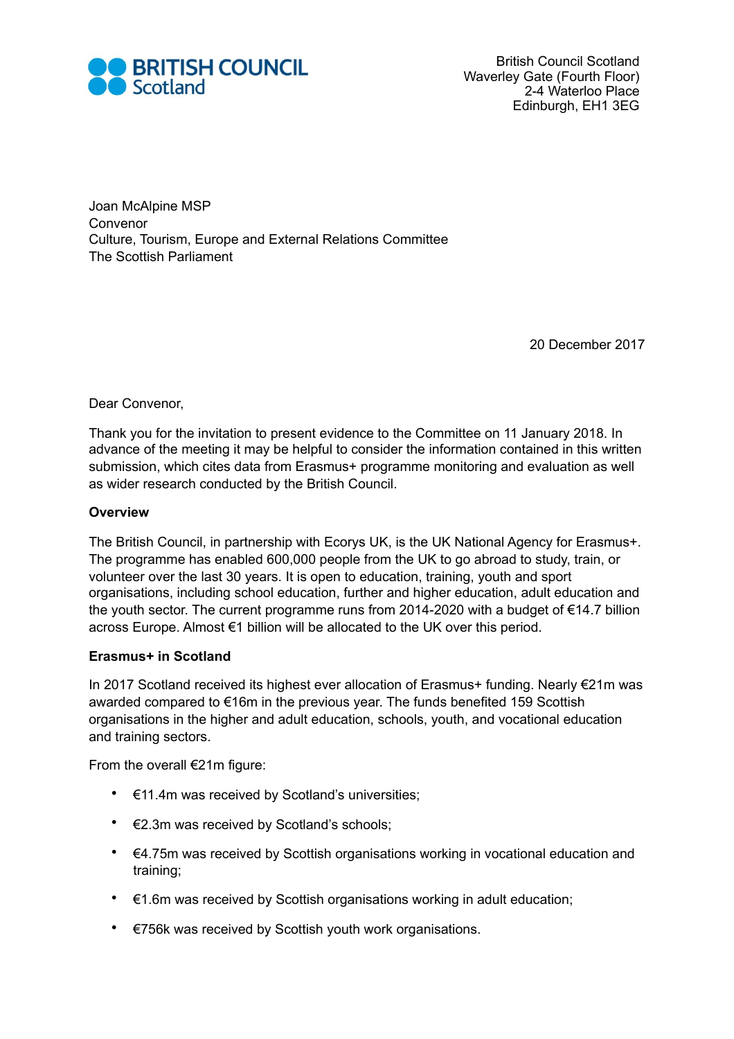**BRITISH COUNCIL Scotland**

British Council Scotland
Waverley Gate (Fourth Floor)
2-4 Waterloo Place
Edinburgh, EH1 3EG

Joan McAlpine MSP
Convenor
Culture, Tourism, Europe and External Relations Committee
The Scottish Parliament

20 December 2017

Dear Convenor,

Thank you for the invitation to present evidence to the Committee on 11 January 2018. In advance of the meeting it may be helpful to consider the information contained in this written submission, which cites data from Erasmus+ programme monitoring and evaluation as well as wider research conducted by the British Council.

**Overview**

The British Council, in partnership with Ecorys UK, is the UK National Agency for Erasmus+. The programme has enabled 600,000 people from the UK to go abroad to study, train, or volunteer over the last 30 years. It is open to education, training, youth and sport organisations, including school education, further and higher education, adult education and the youth sector. The current programme runs from 2014-2020 with a budget of €14.7 billion across Europe. Almost €1 billion will be allocated to the UK over this period.

**Erasmus+ in Scotland**

In 2017 Scotland received its highest ever allocation of Erasmus+ funding. Nearly €21m was awarded compared to €16m in the previous year. The funds benefited 159 Scottish organisations in the higher and adult education, schools, youth, and vocational education and training sectors.

From the overall €21m figure:

- €11.4m was received by Scotland's universities;
- €2.3m was received by Scotland's schools;
- €4.75m was received by Scottish organisations working in vocational education and training;
- €1.6m was received by Scottish organisations working in adult education;
- €756k was received by Scottish youth work organisations.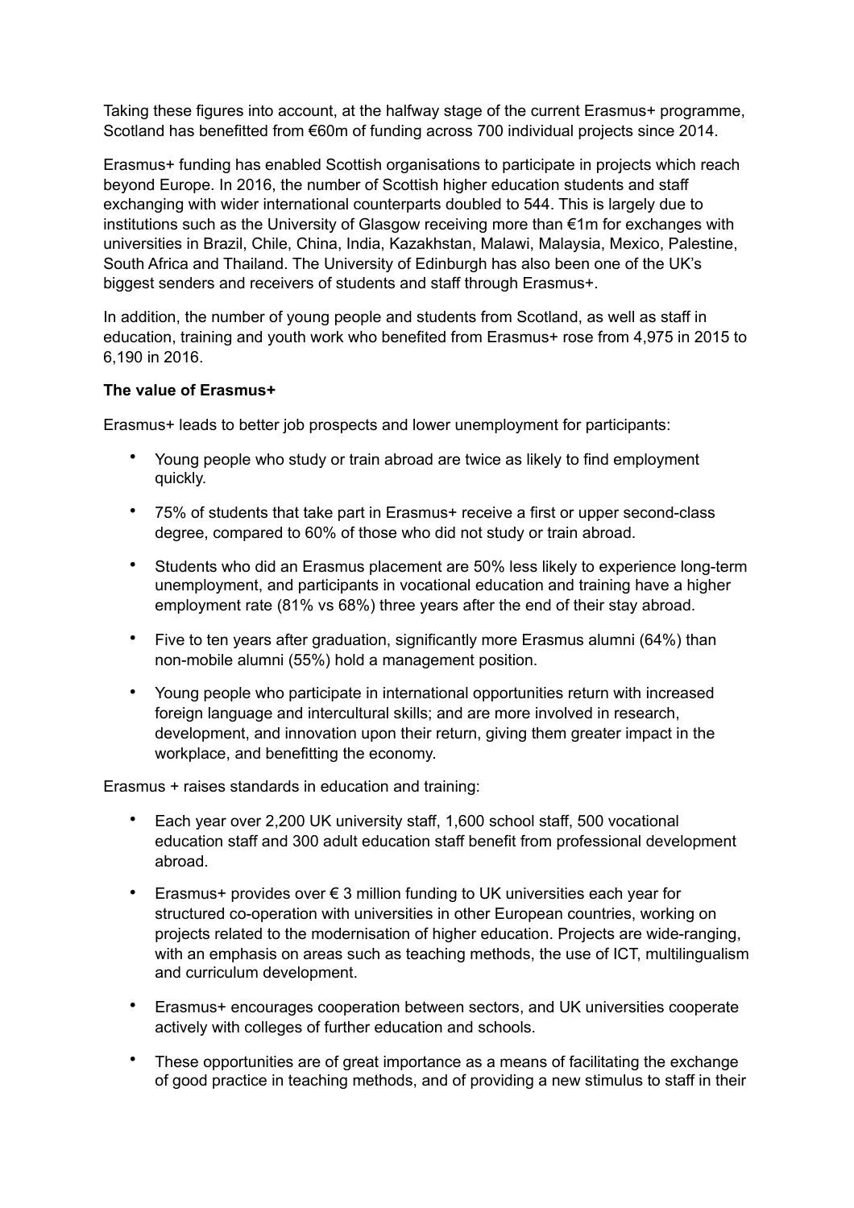Taking these figures into account, at the halfway stage of the current Erasmus+ programme, Scotland has benefitted from €60m of funding across 700 individual projects since 2014.

Erasmus+ funding has enabled Scottish organisations to participate in projects which reach beyond Europe. In 2016, the number of Scottish higher education students and staff exchanging with wider international counterparts doubled to 544. This is largely due to institutions such as the University of Glasgow receiving more than €1m for exchanges with universities in Brazil, Chile, China, India, Kazakhstan, Malawi, Malaysia, Mexico, Palestine, South Africa and Thailand. The University of Edinburgh has also been one of the UK's biggest senders and receivers of students and staff through Erasmus+.

In addition, the number of young people and students from Scotland, as well as staff in education, training and youth work who benefited from Erasmus+ rose from 4,975 in 2015 to 6,190 in 2016.

**The value of Erasmus+**

Erasmus+ leads to better job prospects and lower unemployment for participants:

- Young people who study or train abroad are twice as likely to find employment quickly.
- 75% of students that take part in Erasmus+ receive a first or upper second-class degree, compared to 60% of those who did not study or train abroad.
- Students who did an Erasmus placement are 50% less likely to experience long-term unemployment, and participants in vocational education and training have a higher employment rate (81% vs 68%) three years after the end of their stay abroad.
- Five to ten years after graduation, significantly more Erasmus alumni (64%) than non-mobile alumni (55%) hold a management position.
- Young people who participate in international opportunities return with increased foreign language and intercultural skills; and are more involved in research, development, and innovation upon their return, giving them greater impact in the workplace, and benefitting the economy.

Erasmus + raises standards in education and training:

- Each year over 2,200 UK university staff, 1,600 school staff, 500 vocational education staff and 300 adult education staff benefit from professional development abroad.
- Erasmus+ provides over € 3 million funding to UK universities each year for structured co-operation with universities in other European countries, working on projects related to the modernisation of higher education. Projects are wide-ranging, with an emphasis on areas such as teaching methods, the use of ICT, multilingualism and curriculum development.
- Erasmus+ encourages cooperation between sectors, and UK universities cooperate actively with colleges of further education and schools.
- These opportunities are of great importance as a means of facilitating the exchange of good practice in teaching methods, and of providing a new stimulus to staff in their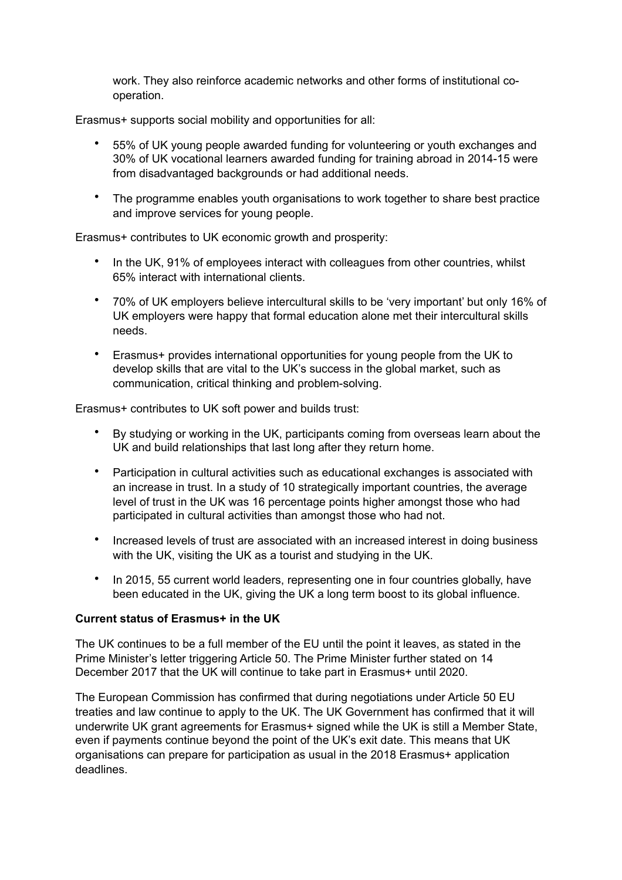work. They also reinforce academic networks and other forms of institutional co-operation.

Erasmus+ supports social mobility and opportunities for all:

- 55% of UK young people awarded funding for volunteering or youth exchanges and 30% of UK vocational learners awarded funding for training abroad in 2014-15 were from disadvantaged backgrounds or had additional needs.
- The programme enables youth organisations to work together to share best practice and improve services for young people.

Erasmus+ contributes to UK economic growth and prosperity:

- In the UK, 91% of employees interact with colleagues from other countries, whilst 65% interact with international clients.
- 70% of UK employers believe intercultural skills to be 'very important' but only 16% of UK employers were happy that formal education alone met their intercultural skills needs.
- Erasmus+ provides international opportunities for young people from the UK to develop skills that are vital to the UK's success in the global market, such as communication, critical thinking and problem-solving.

Erasmus+ contributes to UK soft power and builds trust:

- By studying or working in the UK, participants coming from overseas learn about the UK and build relationships that last long after they return home.
- Participation in cultural activities such as educational exchanges is associated with an increase in trust. In a study of 10 strategically important countries, the average level of trust in the UK was 16 percentage points higher amongst those who had participated in cultural activities than amongst those who had not.
- Increased levels of trust are associated with an increased interest in doing business with the UK, visiting the UK as a tourist and studying in the UK.
- In 2015, 55 current world leaders, representing one in four countries globally, have been educated in the UK, giving the UK a long term boost to its global influence.

**Current status of Erasmus+ in the UK**

The UK continues to be a full member of the EU until the point it leaves, as stated in the Prime Minister's letter triggering Article 50. The Prime Minister further stated on 14 December 2017 that the UK will continue to take part in Erasmus+ until 2020.

The European Commission has confirmed that during negotiations under Article 50 EU treaties and law continue to apply to the UK. The UK Government has confirmed that it will underwrite UK grant agreements for Erasmus+ signed while the UK is still a Member State, even if payments continue beyond the point of the UK's exit date. This means that UK organisations can prepare for participation as usual in the 2018 Erasmus+ application deadlines.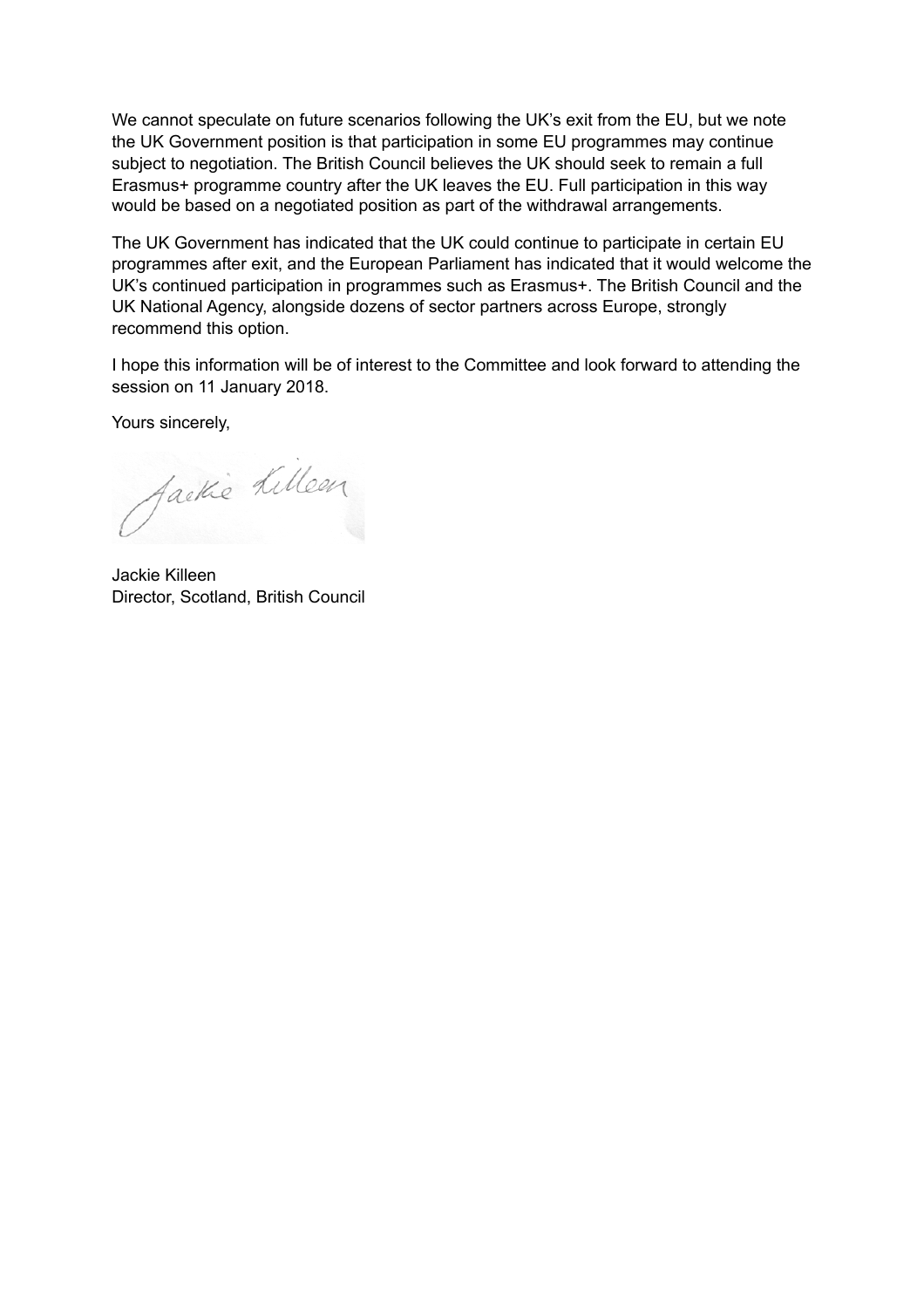We cannot speculate on future scenarios following the UK's exit from the EU, but we note the UK Government position is that participation in some EU programmes may continue subject to negotiation. The British Council believes the UK should seek to remain a full Erasmus+ programme country after the UK leaves the EU. Full participation in this way would be based on a negotiated position as part of the withdrawal arrangements.

The UK Government has indicated that the UK could continue to participate in certain EU programmes after exit, and the European Parliament has indicated that it would welcome the UK's continued participation in programmes such as Erasmus+. The British Council and the UK National Agency, alongside dozens of sector partners across Europe, strongly recommend this option.

I hope this information will be of interest to the Committee and look forward to attending the session on 11 January 2018.

Yours sincerely,

Jackie Killeen

Jackie Killeen
Director, Scotland, British Council